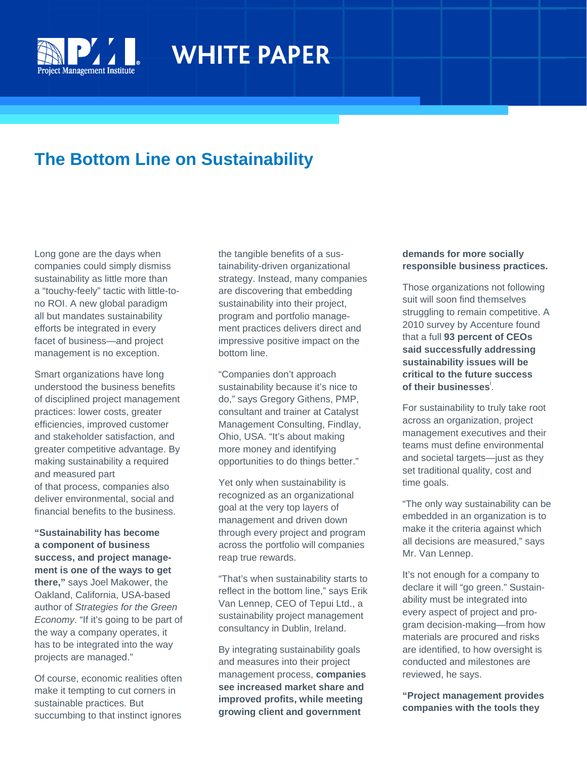# WHITE PAPER

## The Bottom Line on Sustainability

Long gone are the days when companies could simply dismiss sustainability as little more than a "touchy-feely" tactic with little-to-no ROI. A new global paradigm all but mandates sustainability efforts be integrated in every facet of business—and project management is no exception.

Smart organizations have long understood the business benefits of disciplined project management practices: lower costs, greater efficiencies, improved customer and stakeholder satisfaction, and greater competitive advantage. By making sustainability a required and measured part of that process, companies also deliver environmental, social and financial benefits to the business.

**"Sustainability has become a component of business success, and project management is one of the ways to get there,"** says Joel Makower, the Oakland, California, USA-based author of *Strategies for the Green Economy*. "If it's going to be part of the way a company operates, it has to be integrated into the way projects are managed."

Of course, economic realities often make it tempting to cut corners in sustainable practices. But succumbing to that instinct ignores the tangible benefits of a sustainability-driven organizational strategy. Instead, many companies are discovering that embedding sustainability into their project, program and portfolio management practices delivers direct and impressive positive impact on the bottom line.

"Companies don't approach sustainability because it's nice to do," says Gregory Githens, PMP, consultant and trainer at Catalyst Management Consulting, Findlay, Ohio, USA. "It's about making more money and identifying opportunities to do things better."

Yet only when sustainability is recognized as an organizational goal at the very top layers of management and driven down through every project and program across the portfolio will companies reap true rewards.

"That's when sustainability starts to reflect in the bottom line," says Erik Van Lennep, CEO of Tepui Ltd., a sustainability project management consultancy in Dublin, Ireland.

By integrating sustainability goals and measures into their project management process, **companies see increased market share and improved profits, while meeting growing client and government demands for more socially responsible business practices.**

Those organizations not following suit will soon find themselves struggling to remain competitive. A 2010 survey by Accenture found that a full **93 percent of CEOs said successfully addressing sustainability issues will be critical to the future success of their businesses**[i].

For sustainability to truly take root across an organization, project management executives and their teams must define environmental and societal targets—just as they set traditional quality, cost and time goals.

"The only way sustainability can be embedded in an organization is to make it the criteria against which all decisions are measured," says Mr. Van Lennep.

It's not enough for a company to declare it will "go green." Sustainability must be integrated into every aspect of project and program decision-making—from how materials are procured and risks are identified, to how oversight is conducted and milestones are reviewed, he says.

**"Project management provides companies with the tools they**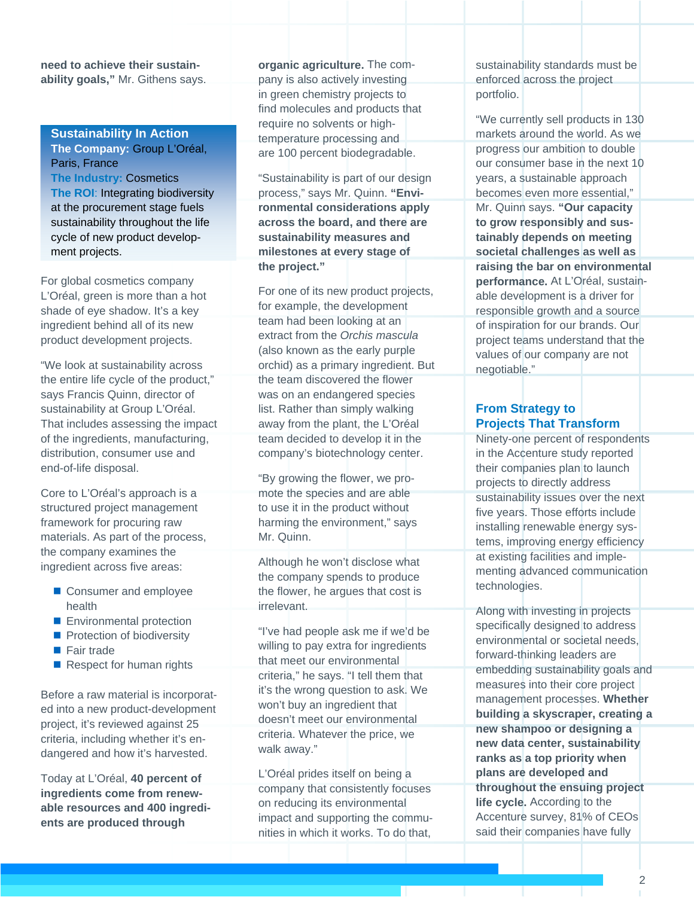**need to achieve their sustainability goals,"** Mr. Githens says.

**Sustainability In Action**
**The Company:** Group L'Oréal, Paris, France
**The Industry:** Cosmetics
**The ROI:** Integrating biodiversity at the procurement stage fuels sustainability throughout the life cycle of new product development projects.

For global cosmetics company L'Oréal, green is more than a hot shade of eye shadow. It's a key ingredient behind all of its new product development projects.

"We look at sustainability across the entire life cycle of the product," says Francis Quinn, director of sustainability at Group L'Oréal. That includes assessing the impact of the ingredients, manufacturing, distribution, consumer use and end-of-life disposal.

Core to L'Oréal's approach is a structured project management framework for procuring raw materials. As part of the process, the company examines the ingredient across five areas:

- Consumer and employee health
- Environmental protection
- Protection of biodiversity
- Fair trade
- Respect for human rights

Before a raw material is incorporated into a new product-development project, it's reviewed against 25 criteria, including whether it's endangered and how it's harvested.

Today at L'Oréal, **40 percent of ingredients come from renewable resources and 400 ingredients are produced through organic agriculture.** The company is also actively investing in green chemistry projects to find molecules and products that require no solvents or high-temperature processing and are 100 percent biodegradable.

"Sustainability is part of our design process," says Mr. Quinn. **"Environmental considerations apply across the board, and there are sustainability measures and milestones at every stage of the project."**

For one of its new product projects, for example, the development team had been looking at an extract from the *Orchis mascula* (also known as the early purple orchid) as a primary ingredient. But the team discovered the flower was on an endangered species list. Rather than simply walking away from the plant, the L'Oréal team decided to develop it in the company's biotechnology center.

"By growing the flower, we promote the species and are able to use it in the product without harming the environment," says Mr. Quinn.

Although he won't disclose what the company spends to produce the flower, he argues that cost is irrelevant.

"I've had people ask me if we'd be willing to pay extra for ingredients that meet our environmental criteria," he says. "I tell them that it's the wrong question to ask. We won't buy an ingredient that doesn't meet our environmental criteria. Whatever the price, we walk away."

L'Oréal prides itself on being a company that consistently focuses on reducing its environmental impact and supporting the communities in which it works. To do that, sustainability standards must be enforced across the project portfolio.

"We currently sell products in 130 markets around the world. As we progress our ambition to double our consumer base in the next 10 years, a sustainable approach becomes even more essential," Mr. Quinn says. **"Our capacity to grow responsibly and sustainably depends on meeting societal challenges as well as raising the bar on environmental performance.** At L'Oréal, sustainable development is a driver for responsible growth and a source of inspiration for our brands. Our project teams understand that the values of our company are not negotiable."

## From Strategy to Projects That Transform

Ninety-one percent of respondents in the Accenture study reported their companies plan to launch projects to directly address sustainability issues over the next five years. Those efforts include installing renewable energy systems, improving energy efficiency at existing facilities and implementing advanced communication technologies.

Along with investing in projects specifically designed to address environmental or societal needs, forward-thinking leaders are embedding sustainability goals and measures into their core project management processes. **Whether building a skyscraper, creating a new shampoo or designing a new data center, sustainability ranks as a top priority when plans are developed and throughout the ensuing project life cycle.** According to the Accenture survey, 81% of CEOs said their companies have fully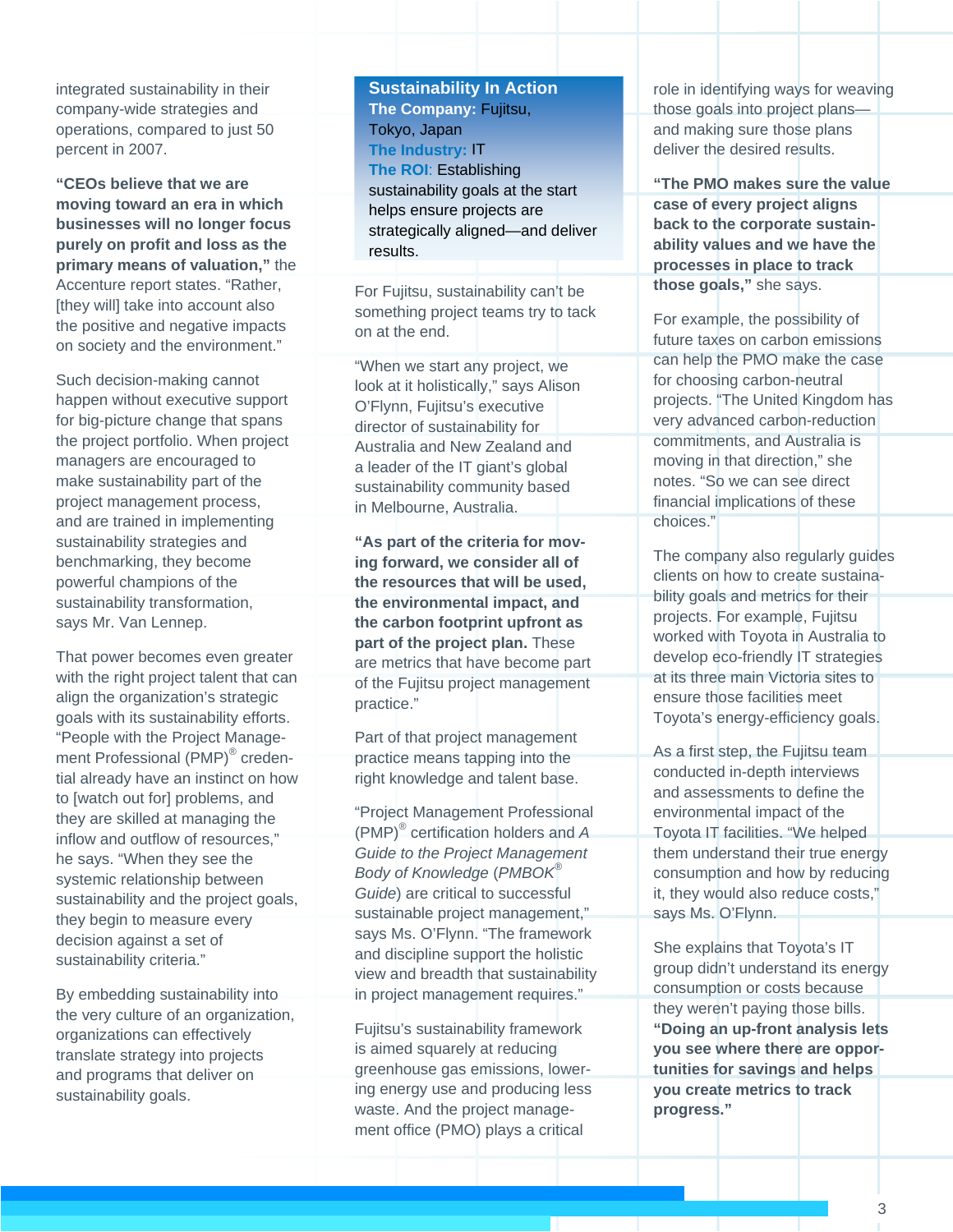integrated sustainability in their company-wide strategies and operations, compared to just 50 percent in 2007.

**"CEOs believe that we are moving toward an era in which businesses will no longer focus purely on profit and loss as the primary means of valuation,"** the Accenture report states. "Rather, [they will] take into account also the positive and negative impacts on society and the environment."

Such decision-making cannot happen without executive support for big-picture change that spans the project portfolio. When project managers are encouraged to make sustainability part of the project management process, and are trained in implementing sustainability strategies and benchmarking, they become powerful champions of the sustainability transformation, says Mr. Van Lennep.

That power becomes even greater with the right project talent that can align the organization's strategic goals with its sustainability efforts. "People with the Project Management Professional (PMP)® credential already have an instinct on how to [watch out for] problems, and they are skilled at managing the inflow and outflow of resources," he says. "When they see the systemic relationship between sustainability and the project goals, they begin to measure every decision against a set of sustainability criteria."

By embedding sustainability into the very culture of an organization, organizations can effectively translate strategy into projects and programs that deliver on sustainability goals.

> **Sustainability In Action**
> **The Company:** Fujitsu, Tokyo, Japan
> **The Industry:** IT
> **The ROI:** Establishing sustainability goals at the start helps ensure projects are strategically aligned—and deliver results.

For Fujitsu, sustainability can't be something project teams try to tack on at the end.

"When we start any project, we look at it holistically," says Alison O'Flynn, Fujitsu's executive director of sustainability for Australia and New Zealand and a leader of the IT giant's global sustainability community based in Melbourne, Australia.

**"As part of the criteria for moving forward, we consider all of the resources that will be used, the environmental impact, and the carbon footprint upfront as part of the project plan.** These are metrics that have become part of the Fujitsu project management practice."

Part of that project management practice means tapping into the right knowledge and talent base.

"Project Management Professional (PMP)® certification holders and *A Guide to the Project Management Body of Knowledge* (*PMBOK® Guide*) are critical to successful sustainable project management," says Ms. O'Flynn. "The framework and discipline support the holistic view and breadth that sustainability in project management requires."

Fujitsu's sustainability framework is aimed squarely at reducing greenhouse gas emissions, lowering energy use and producing less waste. And the project management office (PMO) plays a critical role in identifying ways for weaving those goals into project plans—and making sure those plans deliver the desired results.

**"The PMO makes sure the value case of every project aligns back to the corporate sustainability values and we have the processes in place to track those goals,"** she says.

For example, the possibility of future taxes on carbon emissions can help the PMO make the case for choosing carbon-neutral projects. "The United Kingdom has very advanced carbon-reduction commitments, and Australia is moving in that direction," she notes. "So we can see direct financial implications of these choices."

The company also regularly guides clients on how to create sustainability goals and metrics for their projects. For example, Fujitsu worked with Toyota in Australia to develop eco-friendly IT strategies at its three main Victoria sites to ensure those facilities meet Toyota's energy-efficiency goals.

As a first step, the Fujitsu team conducted in-depth interviews and assessments to define the environmental impact of the Toyota IT facilities. "We helped them understand their true energy consumption and how by reducing it, they would also reduce costs," says Ms. O'Flynn.

She explains that Toyota's IT group didn't understand its energy consumption or costs because they weren't paying those bills. **"Doing an up-front analysis lets you see where there are opportunities for savings and helps you create metrics to track progress."**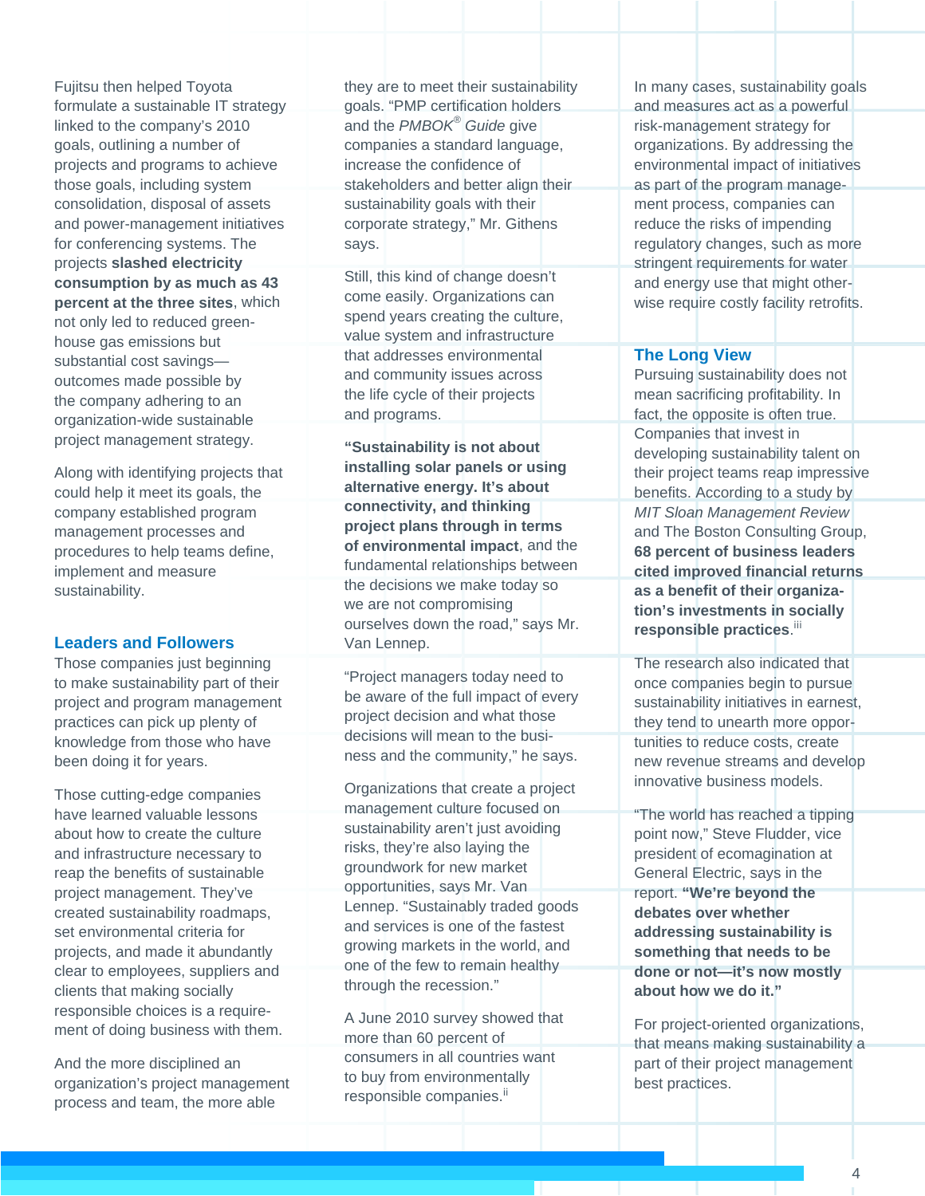Fujitsu then helped Toyota formulate a sustainable IT strategy linked to the company's 2010 goals, outlining a number of projects and programs to achieve those goals, including system consolidation, disposal of assets and power-management initiatives for conferencing systems. The projects **slashed electricity consumption by as much as 43 percent at the three sites**, which not only led to reduced greenhouse gas emissions but substantial cost savings—outcomes made possible by the company adhering to an organization-wide sustainable project management strategy.

Along with identifying projects that could help it meet its goals, the company established program management processes and procedures to help teams define, implement and measure sustainability.

## Leaders and Followers

Those companies just beginning to make sustainability part of their project and program management practices can pick up plenty of knowledge from those who have been doing it for years.

Those cutting-edge companies have learned valuable lessons about how to create the culture and infrastructure necessary to reap the benefits of sustainable project management. They've created sustainability roadmaps, set environmental criteria for projects, and made it abundantly clear to employees, suppliers and clients that making socially responsible choices is a requirement of doing business with them.

And the more disciplined an organization's project management process and team, the more able they are to meet their sustainability goals. "PMP certification holders and the *PMBOK® Guide* give companies a standard language, increase the confidence of stakeholders and better align their sustainability goals with their corporate strategy," Mr. Githens says.

Still, this kind of change doesn't come easily. Organizations can spend years creating the culture, value system and infrastructure that addresses environmental and community issues across the life cycle of their projects and programs.

**"Sustainability is not about installing solar panels or using alternative energy. It's about connectivity, and thinking project plans through in terms of environmental impact**, and the fundamental relationships between the decisions we make today so we are not compromising ourselves down the road," says Mr. Van Lennep.

"Project managers today need to be aware of the full impact of every project decision and what those decisions will mean to the business and the community," he says.

Organizations that create a project management culture focused on sustainability aren't just avoiding risks, they're also laying the groundwork for new market opportunities, says Mr. Van Lennep. "Sustainably traded goods and services is one of the fastest growing markets in the world, and one of the few to remain healthy through the recession."

A June 2010 survey showed that more than 60 percent of consumers in all countries want to buy from environmentally responsible companies.[ii]

In many cases, sustainability goals and measures act as a powerful risk-management strategy for organizations. By addressing the environmental impact of initiatives as part of the program management process, companies can reduce the risks of impending regulatory changes, such as more stringent requirements for water and energy use that might otherwise require costly facility retrofits.

## The Long View

Pursuing sustainability does not mean sacrificing profitability. In fact, the opposite is often true. Companies that invest in developing sustainability talent on their project teams reap impressive benefits. According to a study by *MIT Sloan Management Review* and The Boston Consulting Group, **68 percent of business leaders cited improved financial returns as a benefit of their organization's investments in socially responsible practices**.[iii]

The research also indicated that once companies begin to pursue sustainability initiatives in earnest, they tend to unearth more opportunities to reduce costs, create new revenue streams and develop innovative business models.

"The world has reached a tipping point now," Steve Fludder, vice president of ecomagination at General Electric, says in the report. **"We're beyond the debates over whether addressing sustainability is something that needs to be done or not—it's now mostly about how we do it."**

For project-oriented organizations, that means making sustainability a part of their project management best practices.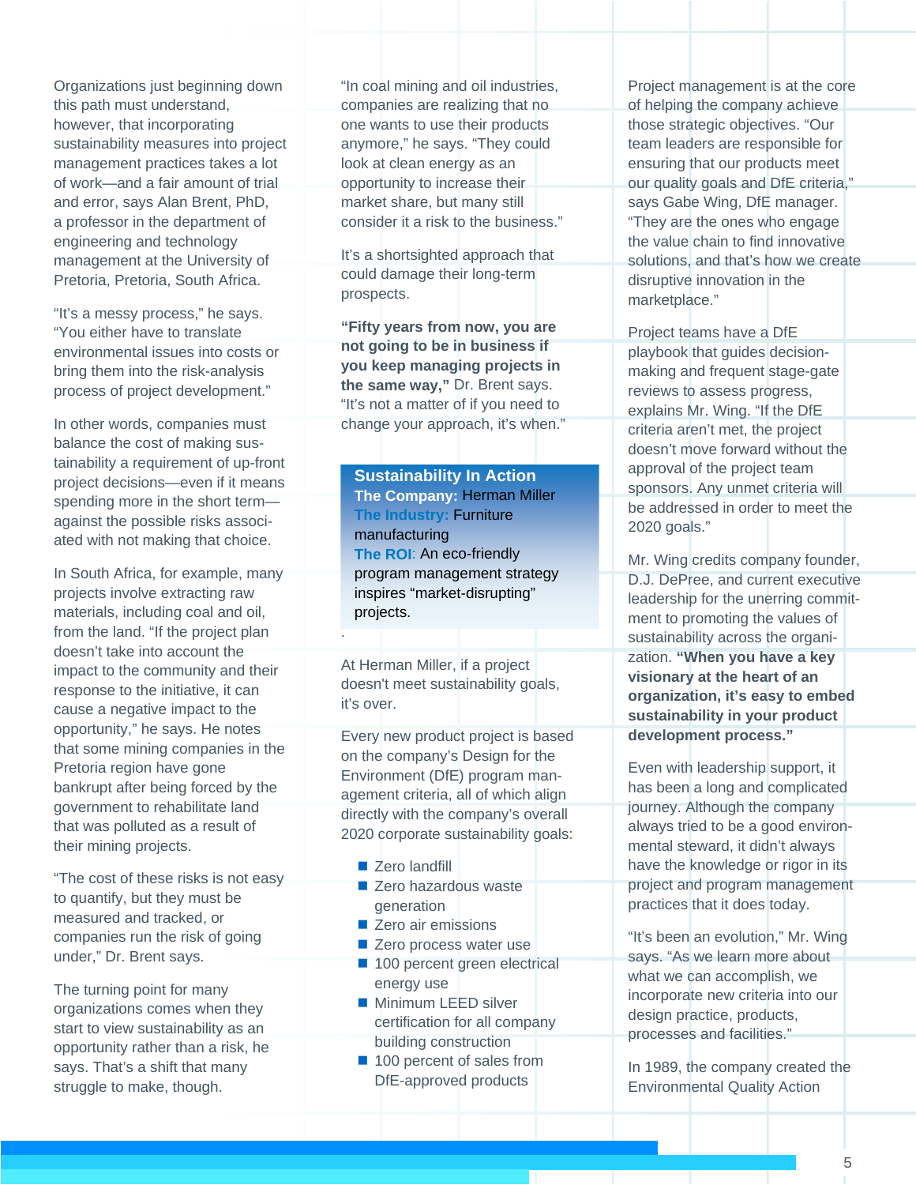Organizations just beginning down this path must understand, however, that incorporating sustainability measures into project management practices takes a lot of work—and a fair amount of trial and error, says Alan Brent, PhD, a professor in the department of engineering and technology management at the University of Pretoria, Pretoria, South Africa.

"It's a messy process," he says. "You either have to translate environmental issues into costs or bring them into the risk-analysis process of project development."

In other words, companies must balance the cost of making sustainability a requirement of up-front project decisions—even if it means spending more in the short term—against the possible risks associated with not making that choice.

In South Africa, for example, many projects involve extracting raw materials, including coal and oil, from the land. "If the project plan doesn't take into account the impact to the community and their response to the initiative, it can cause a negative impact to the opportunity," he says. He notes that some mining companies in the Pretoria region have gone bankrupt after being forced by the government to rehabilitate land that was polluted as a result of their mining projects.

"The cost of these risks is not easy to quantify, but they must be measured and tracked, or companies run the risk of going under," Dr. Brent says.

The turning point for many organizations comes when they start to view sustainability as an opportunity rather than a risk, he says. That's a shift that many struggle to make, though.

"In coal mining and oil industries, companies are realizing that no one wants to use their products anymore," he says. "They could look at clean energy as an opportunity to increase their market share, but many still consider it a risk to the business."

It's a shortsighted approach that could damage their long-term prospects.

**"Fifty years from now, you are not going to be in business if you keep managing projects in the same way,"** Dr. Brent says. "It's not a matter of if you need to change your approach, it's when."

**Sustainability In Action**
**The Company:** Herman Miller
**The Industry:** Furniture manufacturing
**The ROI:** An eco-friendly program management strategy inspires "market-disrupting" projects.

At Herman Miller, if a project doesn't meet sustainability goals, it's over.

Every new product project is based on the company's Design for the Environment (DfE) program management criteria, all of which align directly with the company's overall 2020 corporate sustainability goals:

- Zero landfill
- Zero hazardous waste generation
- Zero air emissions
- Zero process water use
- 100 percent green electrical energy use
- Minimum LEED silver certification for all company building construction
- 100 percent of sales from DfE-approved products

Project management is at the core of helping the company achieve those strategic objectives. "Our team leaders are responsible for ensuring that our products meet our quality goals and DfE criteria," says Gabe Wing, DfE manager. "They are the ones who engage the value chain to find innovative solutions, and that's how we create disruptive innovation in the marketplace."

Project teams have a DfE playbook that guides decision-making and frequent stage-gate reviews to assess progress, explains Mr. Wing. "If the DfE criteria aren't met, the project doesn't move forward without the approval of the project team sponsors. Any unmet criteria will be addressed in order to meet the 2020 goals."

Mr. Wing credits company founder, D.J. DePree, and current executive leadership for the unerring commitment to promoting the values of sustainability across the organization. **"When you have a key visionary at the heart of an organization, it's easy to embed sustainability in your product development process."**

Even with leadership support, it has been a long and complicated journey. Although the company always tried to be a good environmental steward, it didn't always have the knowledge or rigor in its project and program management practices that it does today.

"It's been an evolution," Mr. Wing says. "As we learn more about what we can accomplish, we incorporate new criteria into our design practice, products, processes and facilities."

In 1989, the company created the Environmental Quality Action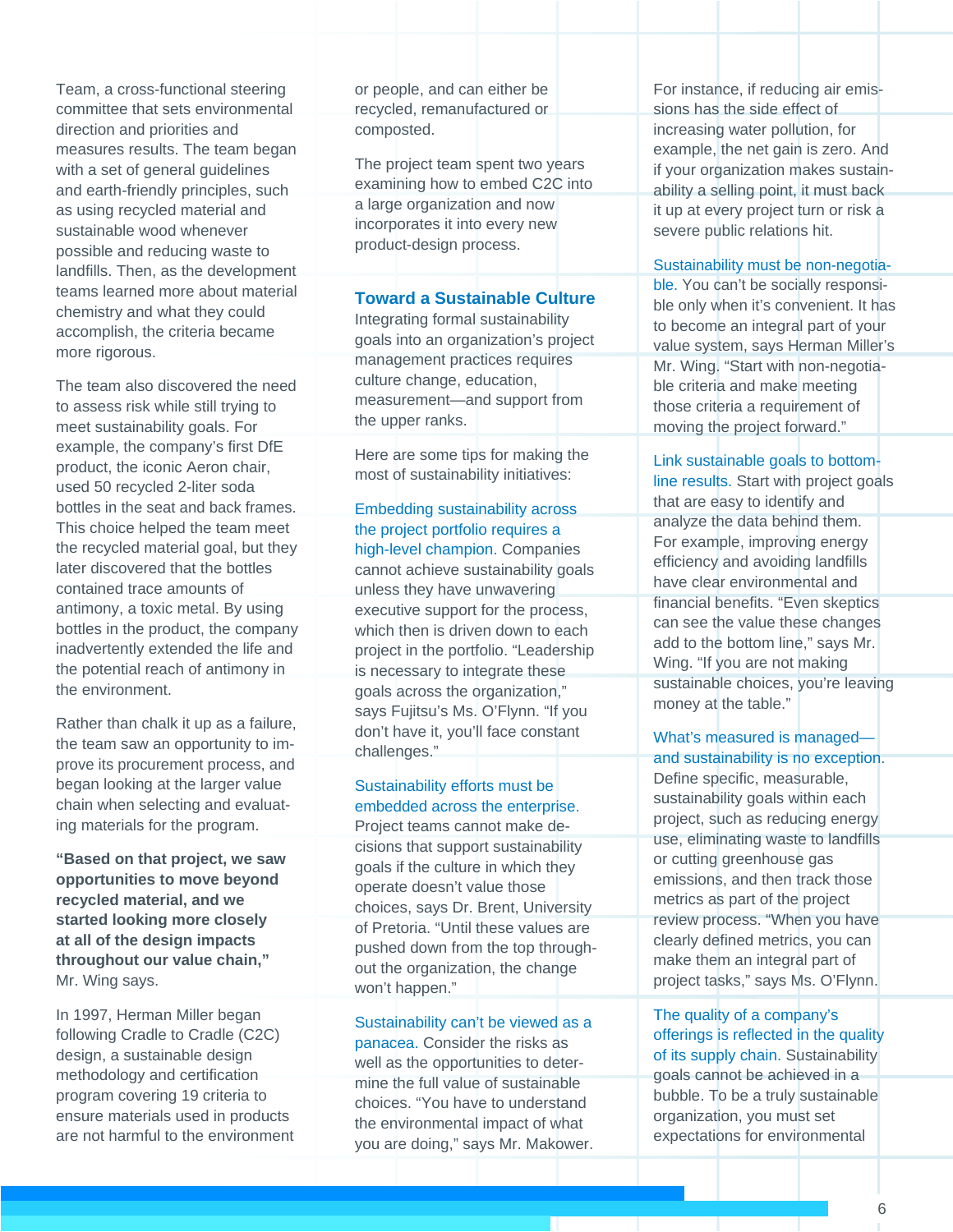Team, a cross-functional steering committee that sets environmental direction and priorities and measures results. The team began with a set of general guidelines and earth-friendly principles, such as using recycled material and sustainable wood whenever possible and reducing waste to landfills. Then, as the development teams learned more about material chemistry and what they could accomplish, the criteria became more rigorous.

The team also discovered the need to assess risk while still trying to meet sustainability goals. For example, the company's first DfE product, the iconic Aeron chair, used 50 recycled 2-liter soda bottles in the seat and back frames. This choice helped the team meet the recycled material goal, but they later discovered that the bottles contained trace amounts of antimony, a toxic metal. By using bottles in the product, the company inadvertently extended the life and the potential reach of antimony in the environment.

Rather than chalk it up as a failure, the team saw an opportunity to improve its procurement process, and began looking at the larger value chain when selecting and evaluating materials for the program.

**"Based on that project, we saw opportunities to move beyond recycled material, and we started looking more closely at all of the design impacts throughout our value chain,"** Mr. Wing says.

In 1997, Herman Miller began following Cradle to Cradle (C2C) design, a sustainable design methodology and certification program covering 19 criteria to ensure materials used in products are not harmful to the environment or people, and can either be recycled, remanufactured or composted.

The project team spent two years examining how to embed C2C into a large organization and now incorporates it into every new product-design process.

## Toward a Sustainable Culture

Integrating formal sustainability goals into an organization's project management practices requires culture change, education, measurement—and support from the upper ranks.

Here are some tips for making the most of sustainability initiatives:

Embedding sustainability across the project portfolio requires a high-level champion. Companies cannot achieve sustainability goals unless they have unwavering executive support for the process, which then is driven down to each project in the portfolio. "Leadership is necessary to integrate these goals across the organization," says Fujitsu's Ms. O'Flynn. "If you don't have it, you'll face constant challenges."

Sustainability efforts must be embedded across the enterprise. Project teams cannot make decisions that support sustainability goals if the culture in which they operate doesn't value those choices, says Dr. Brent, University of Pretoria. "Until these values are pushed down from the top throughout the organization, the change won't happen."

Sustainability can't be viewed as a panacea. Consider the risks as well as the opportunities to determine the full value of sustainable choices. "You have to understand the environmental impact of what you are doing," says Mr. Makower. For instance, if reducing air emissions has the side effect of increasing water pollution, for example, the net gain is zero. And if your organization makes sustainability a selling point, it must back it up at every project turn or risk a severe public relations hit.

Sustainability must be non-negotiable. You can't be socially responsible only when it's convenient. It has to become an integral part of your value system, says Herman Miller's Mr. Wing. "Start with non-negotiable criteria and make meeting those criteria a requirement of moving the project forward."

Link sustainable goals to bottom-line results. Start with project goals that are easy to identify and analyze the data behind them. For example, improving energy efficiency and avoiding landfills have clear environmental and financial benefits. "Even skeptics can see the value these changes add to the bottom line," says Mr. Wing. "If you are not making sustainable choices, you're leaving money at the table."

What's measured is managed—and sustainability is no exception. Define specific, measurable, sustainability goals within each project, such as reducing energy use, eliminating waste to landfills or cutting greenhouse gas emissions, and then track those metrics as part of the project review process. "When you have clearly defined metrics, you can make them an integral part of project tasks," says Ms. O'Flynn.

The quality of a company's offerings is reflected in the quality of its supply chain. Sustainability goals cannot be achieved in a bubble. To be a truly sustainable organization, you must set expectations for environmental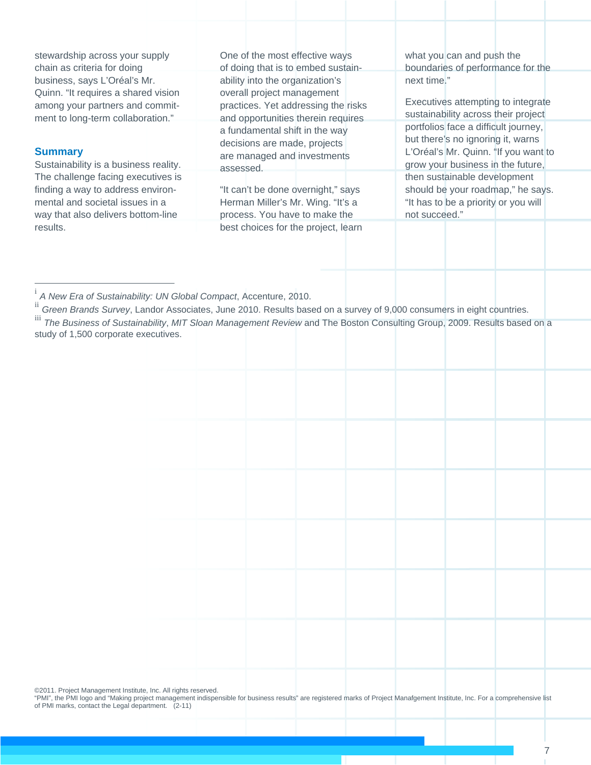stewardship across your supply chain as criteria for doing business, says L'Oréal's Mr. Quinn. "It requires a shared vision among your partners and commitment to long-term collaboration."

## Summary

Sustainability is a business reality. The challenge facing executives is finding a way to address environmental and societal issues in a way that also delivers bottom-line results.

One of the most effective ways of doing that is to embed sustainability into the organization's overall project management practices. Yet addressing the risks and opportunities therein requires a fundamental shift in the way decisions are made, projects are managed and investments assessed.

"It can't be done overnight," says Herman Miller's Mr. Wing. "It's a process. You have to make the best choices for the project, learn what you can and push the boundaries of performance for the next time."

Executives attempting to integrate sustainability across their project portfolios face a difficult journey, but there's no ignoring it, warns L'Oréal's Mr. Quinn. "If you want to grow your business in the future, then sustainable development should be your roadmap," he says. "It has to be a priority or you will not succeed."

---

[i] *A New Era of Sustainability: UN Global Compact*, Accenture, 2010.

[ii] *Green Brands Survey*, Landor Associates, June 2010. Results based on a survey of 9,000 consumers in eight countries.

[iii] *The Business of Sustainability*, *MIT Sloan Management Review* and The Boston Consulting Group, 2009. Results based on a study of 1,500 corporate executives.

©2011. Project Management Institute, Inc. All rights reserved.
"PMI", the PMI logo and "Making project management indispensible for business results" are registered marks of Project Manafgement Institute, Inc. For a comprehensive list of PMI marks, contact the Legal department. (2-11)